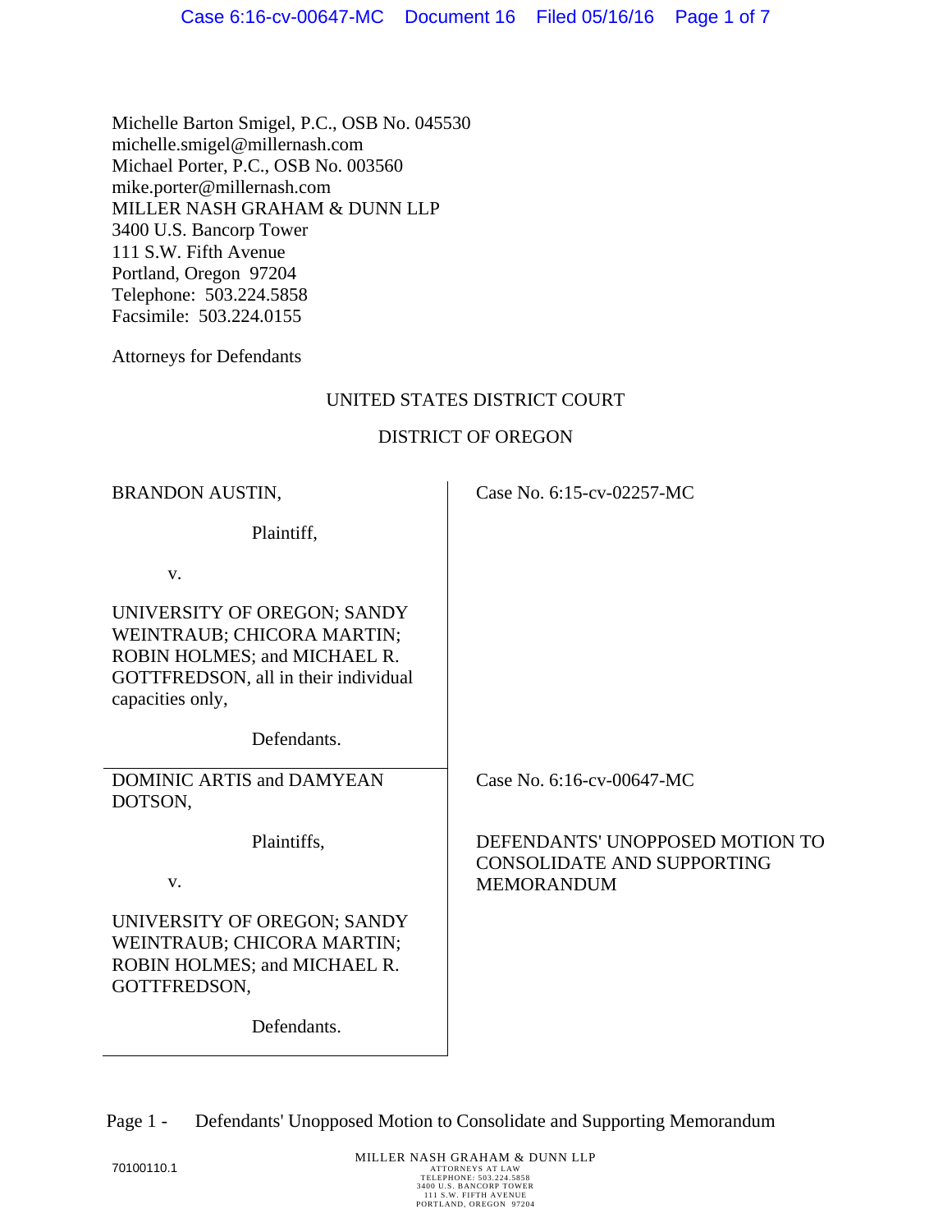Michelle Barton Smigel, P.C., OSB No. 045530
michelle.smigel@millernash.com
Michael Porter, P.C., OSB No. 003560
mike.porter@millernash.com
MILLER NASH GRAHAM & DUNN LLP
3400 U.S. Bancorp Tower
111 S.W. Fifth Avenue
Portland, Oregon 97204
Telephone: 503.224.5858
Facsimile: 503.224.0155

Attorneys for Defendants

UNITED STATES DISTRICT COURT

DISTRICT OF OREGON

| | |
|---|---|
| BRANDON AUSTIN,<br><br>Plaintiff,<br><br>v.<br><br>UNIVERSITY OF OREGON; SANDY WEINTRAUB; CHICORA MARTIN; ROBIN HOLMES; and MICHAEL R. GOTTFREDSON, all in their individual capacities only,<br><br>Defendants. | Case No. 6:15-cv-02257-MC |
| DOMINIC ARTIS and DAMYEAN DOTSON,<br><br>Plaintiffs,<br><br>v.<br><br>UNIVERSITY OF OREGON; SANDY WEINTRAUB; CHICORA MARTIN; ROBIN HOLMES; and MICHAEL R. GOTTFREDSON,<br><br>Defendants. | Case No. 6:16-cv-00647-MC<br><br>DEFENDANTS' UNOPPOSED MOTION TO CONSOLIDATE AND SUPPORTING MEMORANDUM |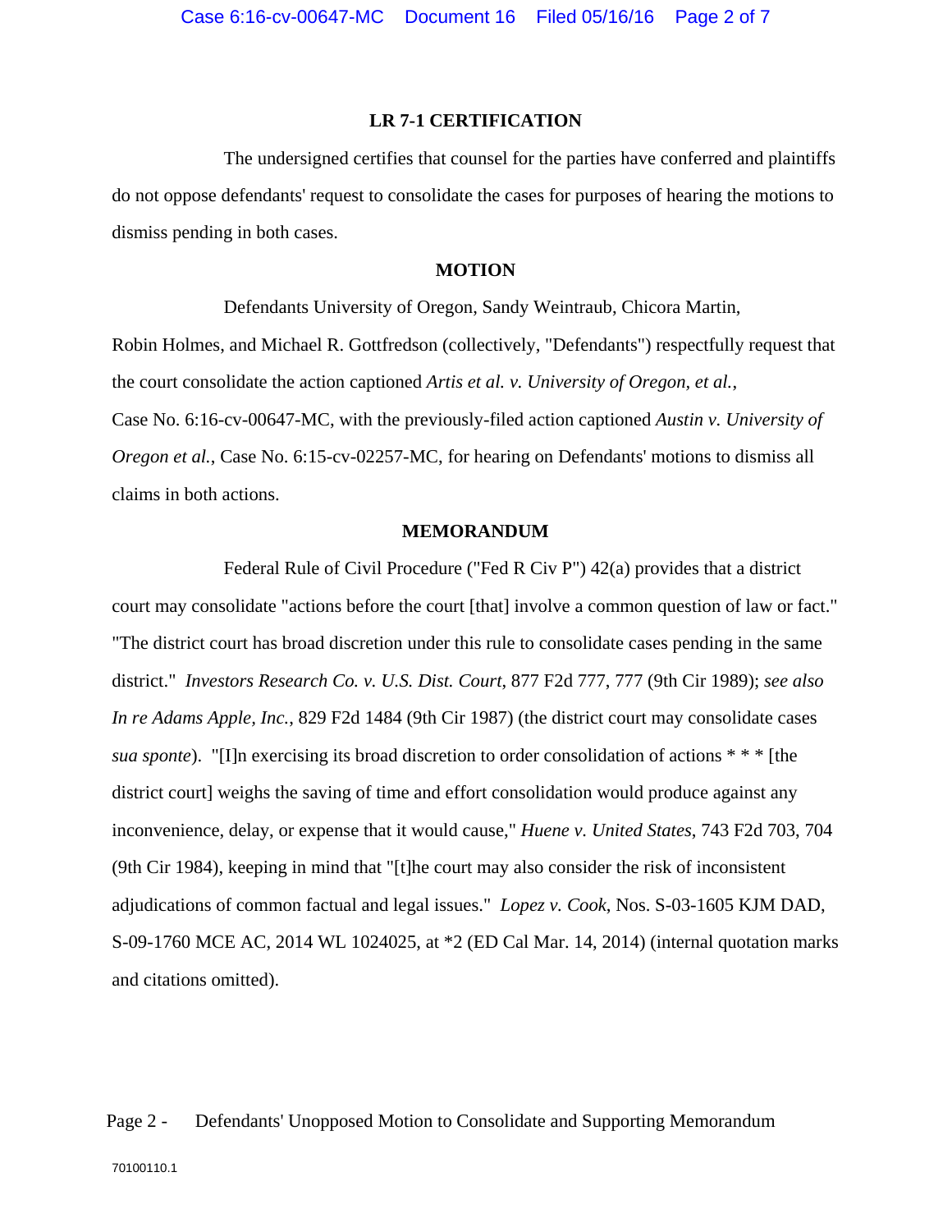## LR 7-1 CERTIFICATION

The undersigned certifies that counsel for the parties have conferred and plaintiffs do not oppose defendants' request to consolidate the cases for purposes of hearing the motions to dismiss pending in both cases.

## MOTION

Defendants University of Oregon, Sandy Weintraub, Chicora Martin, Robin Holmes, and Michael R. Gottfredson (collectively, "Defendants") respectfully request that the court consolidate the action captioned *Artis et al. v. University of Oregon, et al.*, Case No. 6:16-cv-00647-MC, with the previously-filed action captioned *Austin v. University of Oregon et al.*, Case No. 6:15-cv-02257-MC, for hearing on Defendants' motions to dismiss all claims in both actions.

## MEMORANDUM

Federal Rule of Civil Procedure ("Fed R Civ P") 42(a) provides that a district court may consolidate "actions before the court [that] involve a common question of law or fact." "The district court has broad discretion under this rule to consolidate cases pending in the same district." *Investors Research Co. v. U.S. Dist. Court*, 877 F2d 777, 777 (9th Cir 1989); *see also In re Adams Apple, Inc.*, 829 F2d 1484 (9th Cir 1987) (the district court may consolidate cases *sua sponte*). "[I]n exercising its broad discretion to order consolidation of actions * * * [the district court] weighs the saving of time and effort consolidation would produce against any inconvenience, delay, or expense that it would cause," *Huene v. United States*, 743 F2d 703, 704 (9th Cir 1984), keeping in mind that "[t]he court may also consider the risk of inconsistent adjudications of common factual and legal issues." *Lopez v. Cook*, Nos. S-03-1605 KJM DAD, S-09-1760 MCE AC, 2014 WL 1024025, at *2 (ED Cal Mar. 14, 2014) (internal quotation marks and citations omitted).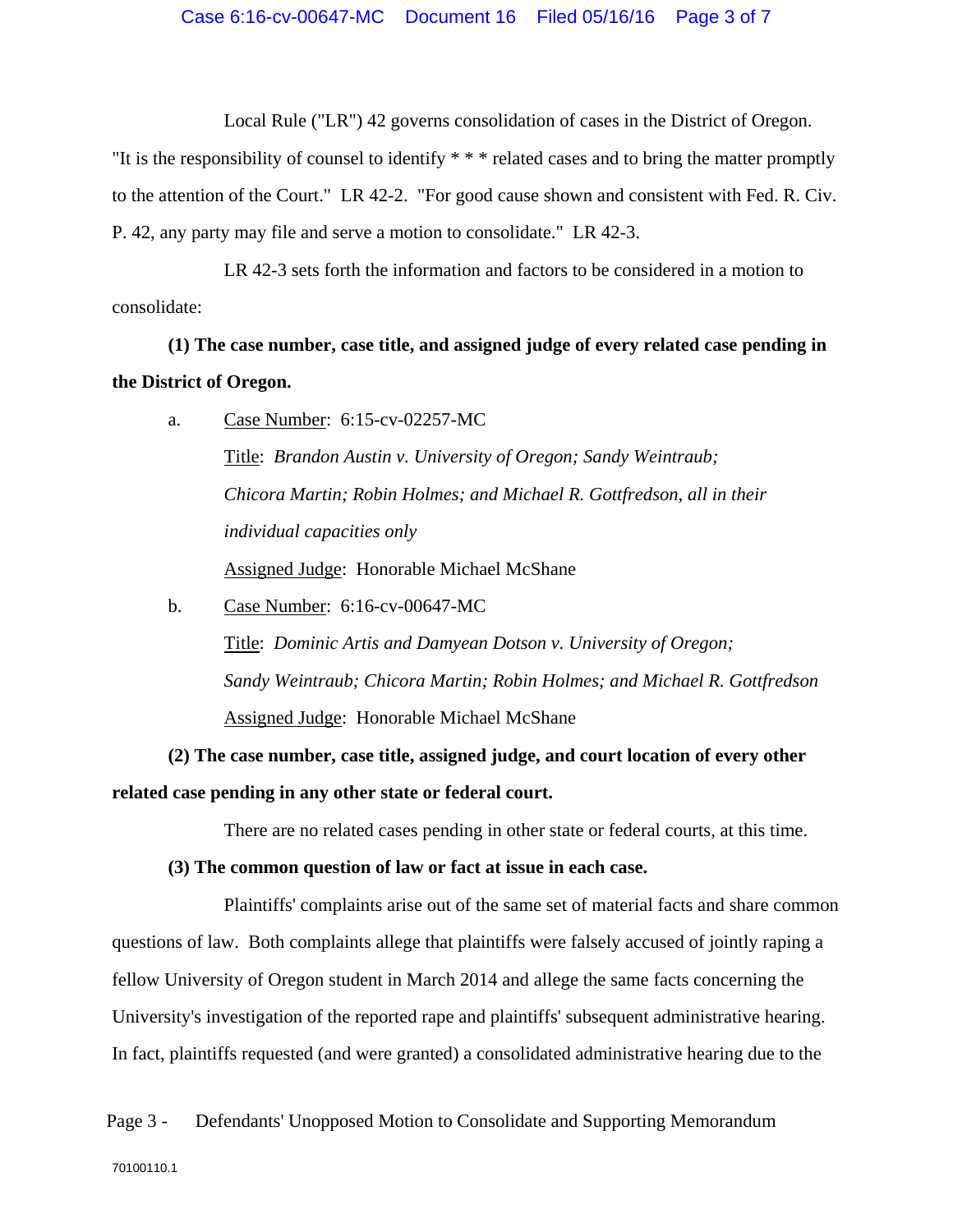Local Rule ("LR") 42 governs consolidation of cases in the District of Oregon. "It is the responsibility of counsel to identify * * * related cases and to bring the matter promptly to the attention of the Court." LR 42-2. "For good cause shown and consistent with Fed. R. Civ. P. 42, any party may file and serve a motion to consolidate." LR 42-3.

LR 42-3 sets forth the information and factors to be considered in a motion to consolidate:

**(1) The case number, case title, and assigned judge of every related case pending in the District of Oregon.**

a. Case Number: 6:15-cv-02257-MC

Title: *Brandon Austin v. University of Oregon; Sandy Weintraub; Chicora Martin; Robin Holmes; and Michael R. Gottfredson, all in their individual capacities only*

Assigned Judge: Honorable Michael McShane

b. Case Number: 6:16-cv-00647-MC

Title: *Dominic Artis and Damyean Dotson v. University of Oregon; Sandy Weintraub; Chicora Martin; Robin Holmes; and Michael R. Gottfredson*

Assigned Judge: Honorable Michael McShane

**(2) The case number, case title, assigned judge, and court location of every other related case pending in any other state or federal court.**

There are no related cases pending in other state or federal courts, at this time.

**(3) The common question of law or fact at issue in each case.**

Plaintiffs' complaints arise out of the same set of material facts and share common questions of law. Both complaints allege that plaintiffs were falsely accused of jointly raping a fellow University of Oregon student in March 2014 and allege the same facts concerning the University's investigation of the reported rape and plaintiffs' subsequent administrative hearing. In fact, plaintiffs requested (and were granted) a consolidated administrative hearing due to the

Page 3 - Defendants' Unopposed Motion to Consolidate and Supporting Memorandum

70100110.1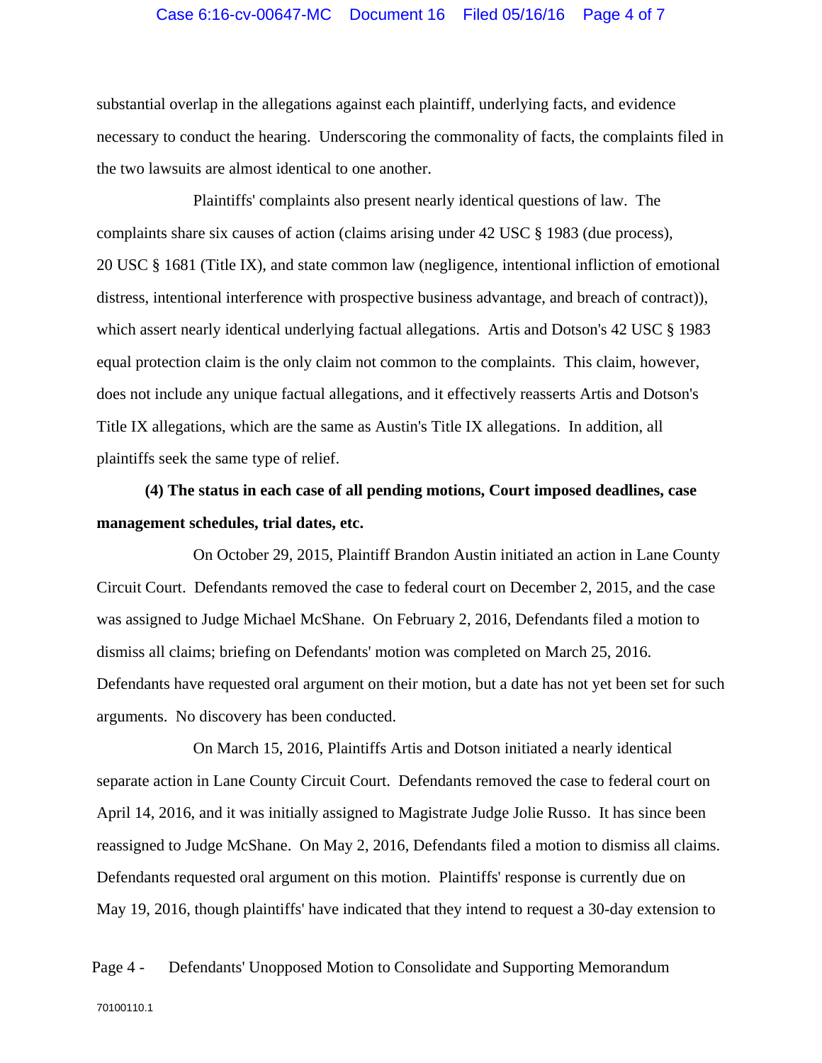substantial overlap in the allegations against each plaintiff, underlying facts, and evidence necessary to conduct the hearing. Underscoring the commonality of facts, the complaints filed in the two lawsuits are almost identical to one another.

Plaintiffs' complaints also present nearly identical questions of law. The complaints share six causes of action (claims arising under 42 USC § 1983 (due process), 20 USC § 1681 (Title IX), and state common law (negligence, intentional infliction of emotional distress, intentional interference with prospective business advantage, and breach of contract)), which assert nearly identical underlying factual allegations. Artis and Dotson's 42 USC § 1983 equal protection claim is the only claim not common to the complaints. This claim, however, does not include any unique factual allegations, and it effectively reasserts Artis and Dotson's Title IX allegations, which are the same as Austin's Title IX allegations. In addition, all plaintiffs seek the same type of relief.

**(4) The status in each case of all pending motions, Court imposed deadlines, case management schedules, trial dates, etc.**

On October 29, 2015, Plaintiff Brandon Austin initiated an action in Lane County Circuit Court. Defendants removed the case to federal court on December 2, 2015, and the case was assigned to Judge Michael McShane. On February 2, 2016, Defendants filed a motion to dismiss all claims; briefing on Defendants' motion was completed on March 25, 2016. Defendants have requested oral argument on their motion, but a date has not yet been set for such arguments. No discovery has been conducted.

On March 15, 2016, Plaintiffs Artis and Dotson initiated a nearly identical separate action in Lane County Circuit Court. Defendants removed the case to federal court on April 14, 2016, and it was initially assigned to Magistrate Judge Jolie Russo. It has since been reassigned to Judge McShane. On May 2, 2016, Defendants filed a motion to dismiss all claims. Defendants requested oral argument on this motion. Plaintiffs' response is currently due on May 19, 2016, though plaintiffs' have indicated that they intend to request a 30-day extension to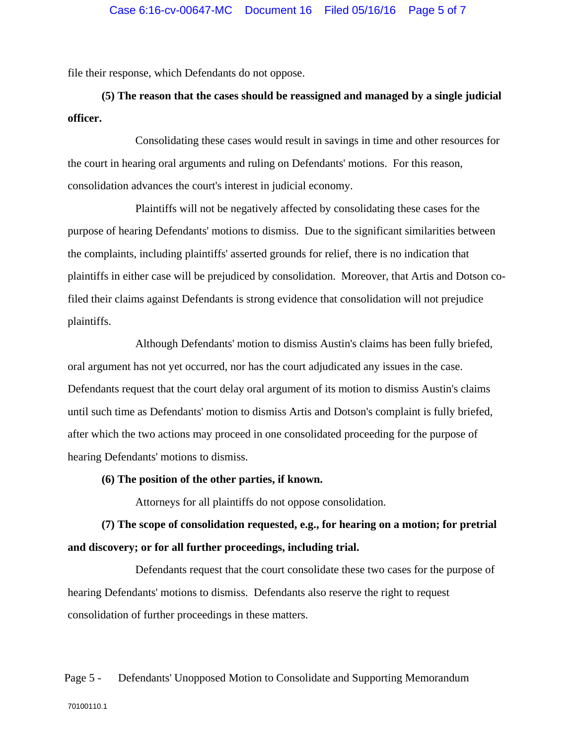file their response, which Defendants do not oppose.

**(5) The reason that the cases should be reassigned and managed by a single judicial officer.**

Consolidating these cases would result in savings in time and other resources for the court in hearing oral arguments and ruling on Defendants' motions. For this reason, consolidation advances the court's interest in judicial economy.

Plaintiffs will not be negatively affected by consolidating these cases for the purpose of hearing Defendants' motions to dismiss. Due to the significant similarities between the complaints, including plaintiffs' asserted grounds for relief, there is no indication that plaintiffs in either case will be prejudiced by consolidation. Moreover, that Artis and Dotson co-filed their claims against Defendants is strong evidence that consolidation will not prejudice plaintiffs.

Although Defendants' motion to dismiss Austin's claims has been fully briefed, oral argument has not yet occurred, nor has the court adjudicated any issues in the case. Defendants request that the court delay oral argument of its motion to dismiss Austin's claims until such time as Defendants' motion to dismiss Artis and Dotson's complaint is fully briefed, after which the two actions may proceed in one consolidated proceeding for the purpose of hearing Defendants' motions to dismiss.

**(6) The position of the other parties, if known.**

Attorneys for all plaintiffs do not oppose consolidation.

**(7) The scope of consolidation requested, e.g., for hearing on a motion; for pretrial and discovery; or for all further proceedings, including trial.**

Defendants request that the court consolidate these two cases for the purpose of hearing Defendants' motions to dismiss. Defendants also reserve the right to request consolidation of further proceedings in these matters.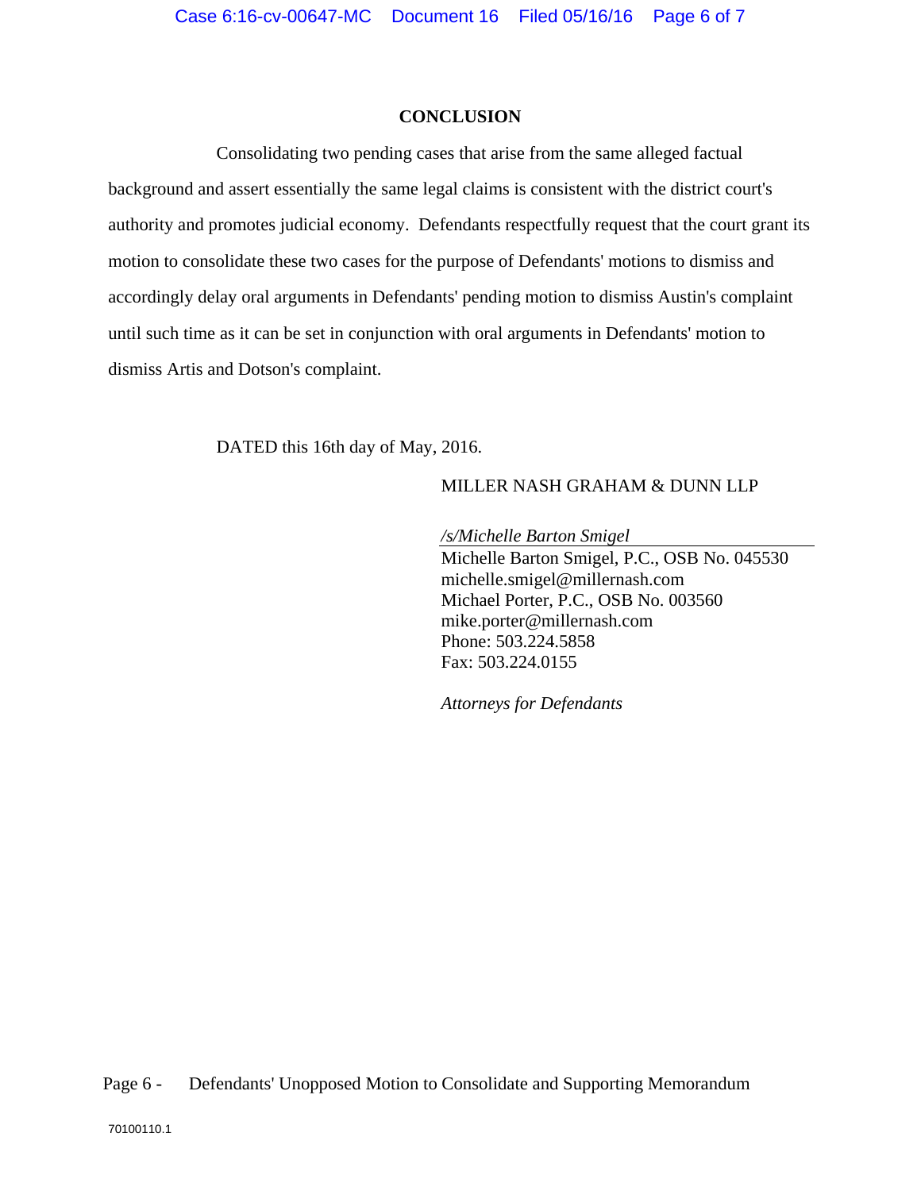## CONCLUSION

Consolidating two pending cases that arise from the same alleged factual background and assert essentially the same legal claims is consistent with the district court's authority and promotes judicial economy. Defendants respectfully request that the court grant its motion to consolidate these two cases for the purpose of Defendants' motions to dismiss and accordingly delay oral arguments in Defendants' pending motion to dismiss Austin's complaint until such time as it can be set in conjunction with oral arguments in Defendants' motion to dismiss Artis and Dotson's complaint.

DATED this 16th day of May, 2016.

MILLER NASH GRAHAM & DUNN LLP

*/s/Michelle Barton Smigel*
Michelle Barton Smigel, P.C., OSB No. 045530
michelle.smigel@millernash.com
Michael Porter, P.C., OSB No. 003560
mike.porter@millernash.com
Phone: 503.224.5858
Fax: 503.224.0155

*Attorneys for Defendants*

Page 6 - Defendants' Unopposed Motion to Consolidate and Supporting Memorandum

70100110.1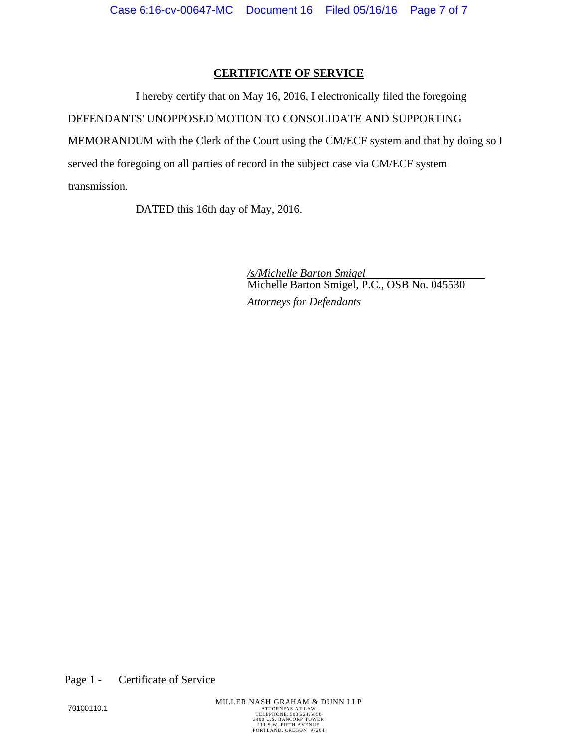**CERTIFICATE OF SERVICE**

I hereby certify that on May 16, 2016, I electronically filed the foregoing DEFENDANTS' UNOPPOSED MOTION TO CONSOLIDATE AND SUPPORTING MEMORANDUM with the Clerk of the Court using the CM/ECF system and that by doing so I served the foregoing on all parties of record in the subject case via CM/ECF system transmission.

DATED this 16th day of May, 2016.

*/s/Michelle Barton Smigel*
Michelle Barton Smigel, P.C., OSB No. 045530
*Attorneys for Defendants*

Page 1 - Certificate of Service

70100110.1

MILLER NASH GRAHAM & DUNN LLP
ATTORNEYS AT LAW
TELEPHONE: 503.224.5858
3400 U.S. BANCORP TOWER
111 S.W. FIFTH AVENUE
PORTLAND, OREGON 97204